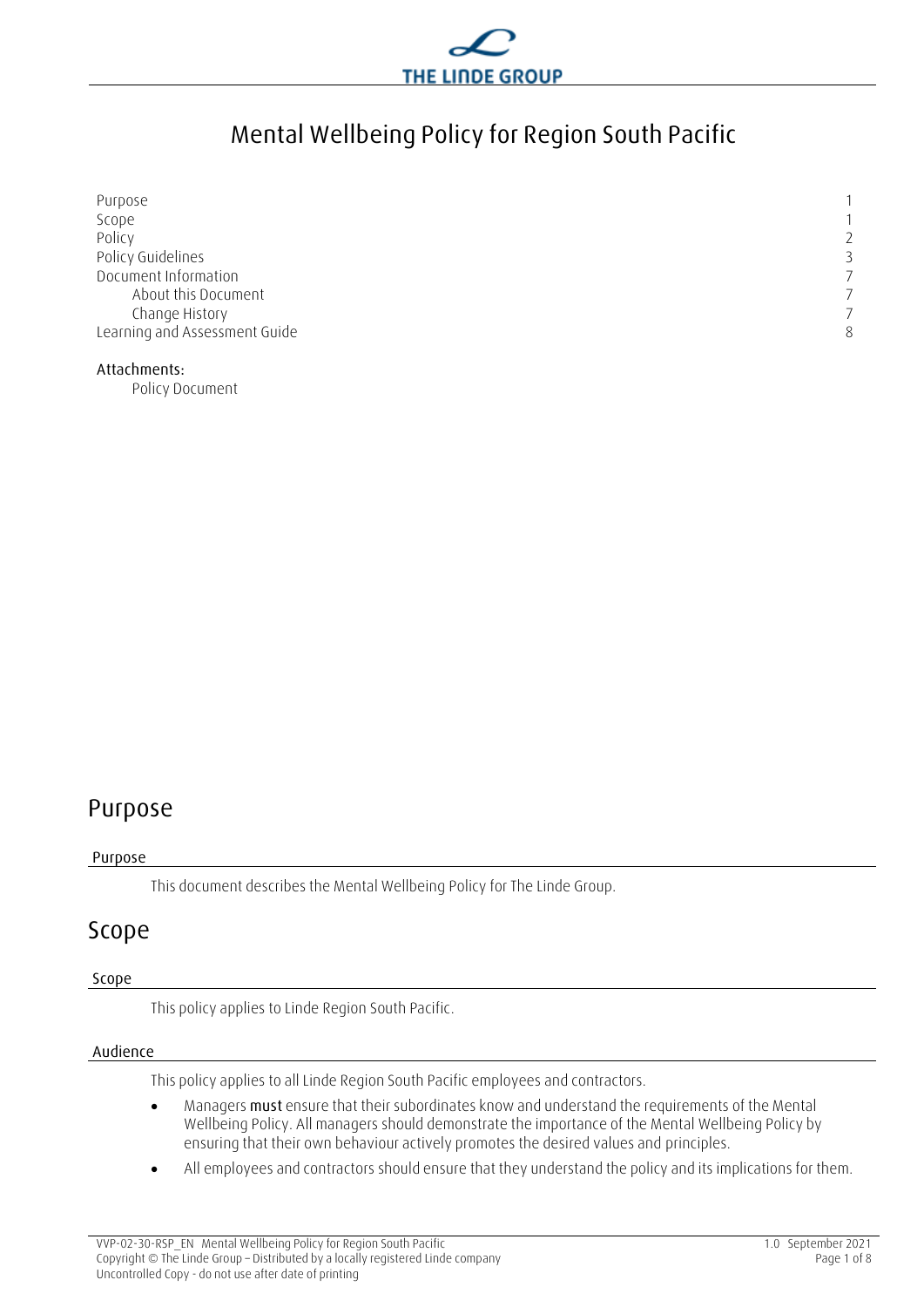# Mental Wellbeing Policy for Region South Pacific

| | |
|---|---|
| Purpose | 1 |
| Scope | 1 |
| Policy | 2 |
| Policy Guidelines | 3 |
| Document Information | 7 |
| About this Document | 7 |
| Change History | 7 |
| Learning and Assessment Guide | 8 |

Attachments:

Policy Document

## Purpose

### Purpose

This document describes the Mental Wellbeing Policy for The Linde Group.

## Scope

### Scope

This policy applies to Linde Region South Pacific.

### Audience

This policy applies to all Linde Region South Pacific employees and contractors.

- Managers **must** ensure that their subordinates know and understand the requirements of the Mental Wellbeing Policy. All managers should demonstrate the importance of the Mental Wellbeing Policy by ensuring that their own behaviour actively promotes the desired values and principles.
- All employees and contractors should ensure that they understand the policy and its implications for them.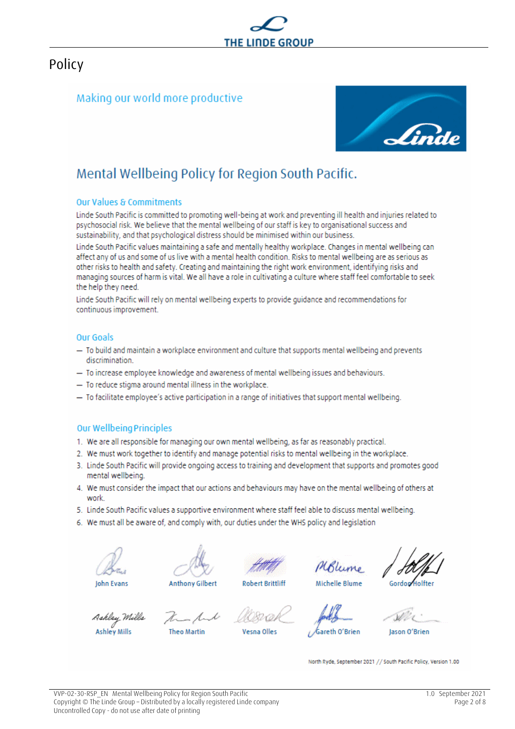# Policy

## Making our world more productive

## Mental Wellbeing Policy for Region South Pacific.

### Our Values & Commitments

Linde South Pacific is committed to promoting well-being at work and preventing ill health and injuries related to psychosocial risk. We believe that the mental wellbeing of our staff is key to organisational success and sustainability, and that psychological distress should be minimised within our business.

Linde South Pacific values maintaining a safe and mentally healthy workplace. Changes in mental wellbeing can affect any of us and some of us live with a mental health condition. Risks to mental wellbeing are as serious as other risks to health and safety. Creating and maintaining the right work environment, identifying risks and managing sources of harm is vital. We all have a role in cultivating a culture where staff feel comfortable to seek the help they need.

Linde South Pacific will rely on mental wellbeing experts to provide guidance and recommendations for continuous improvement.

### Our Goals

- To build and maintain a workplace environment and culture that supports mental wellbeing and prevents discrimination.
- To increase employee knowledge and awareness of mental wellbeing issues and behaviours.
- To reduce stigma around mental illness in the workplace.
- To facilitate employee's active participation in a range of initiatives that support mental wellbeing.

### Our Wellbeing Principles

1. We are all responsible for managing our own mental wellbeing, as far as reasonably practical.
2. We must work together to identify and manage potential risks to mental wellbeing in the workplace.
3. Linde South Pacific will provide ongoing access to training and development that supports and promotes good mental wellbeing.
4. We must consider the impact that our actions and behaviours may have on the mental wellbeing of others at work.
5. Linde South Pacific values a supportive environment where staff feel able to discuss mental wellbeing.
6. We must all be aware of, and comply with, our duties under the WHS policy and legislation

| John Evans | Anthony Gilbert | Robert Brittliff | Michelle Blume | Gordon Holfter |
|---|---|---|---|---|
| Ashley Mills | Theo Martin | Vesna Olles | Gareth O'Brien | Jason O'Brien |

North Ryde, September 2021 // South Pacific Policy, Version 1.00

VVP-02-30-RSP_EN Mental Wellbeing Policy for Region South Pacific
Copyright © The Linde Group – Distributed by a locally registered Linde company
Uncontrolled Copy - do not use after date of printing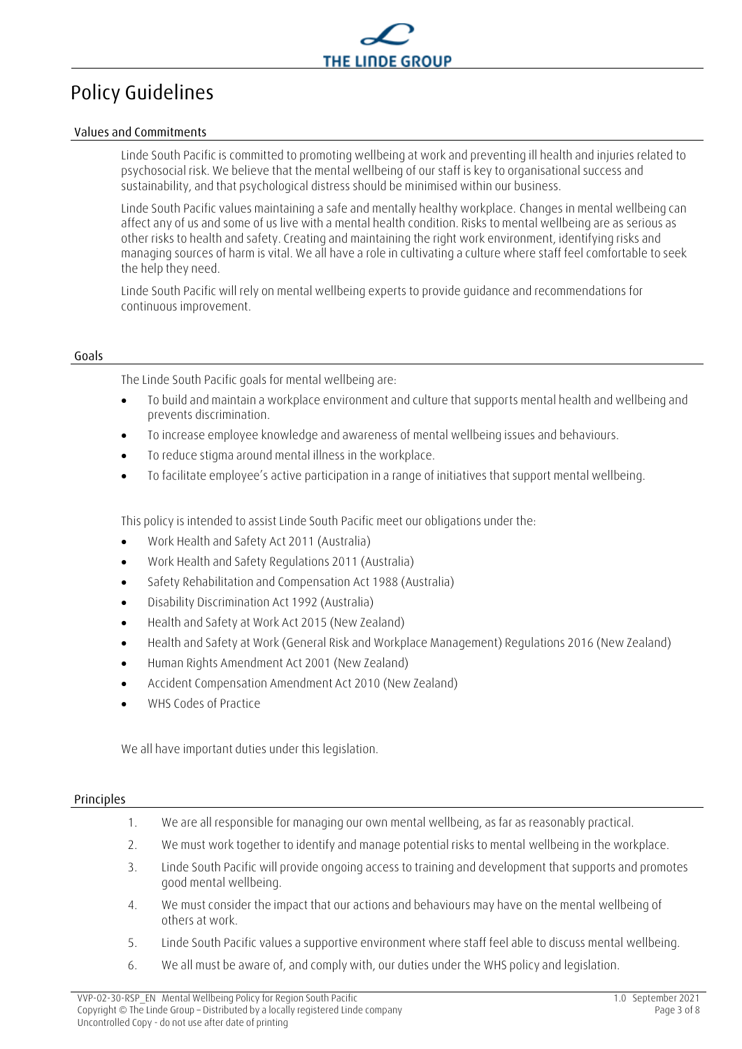# Policy Guidelines

## Values and Commitments

Linde South Pacific is committed to promoting wellbeing at work and preventing ill health and injuries related to psychosocial risk. We believe that the mental wellbeing of our staff is key to organisational success and sustainability, and that psychological distress should be minimised within our business.

Linde South Pacific values maintaining a safe and mentally healthy workplace. Changes in mental wellbeing can affect any of us and some of us live with a mental health condition. Risks to mental wellbeing are as serious as other risks to health and safety. Creating and maintaining the right work environment, identifying risks and managing sources of harm is vital. We all have a role in cultivating a culture where staff feel comfortable to seek the help they need.

Linde South Pacific will rely on mental wellbeing experts to provide guidance and recommendations for continuous improvement.

## Goals

The Linde South Pacific goals for mental wellbeing are:

- To build and maintain a workplace environment and culture that supports mental health and wellbeing and prevents discrimination.
- To increase employee knowledge and awareness of mental wellbeing issues and behaviours.
- To reduce stigma around mental illness in the workplace.
- To facilitate employee's active participation in a range of initiatives that support mental wellbeing.

This policy is intended to assist Linde South Pacific meet our obligations under the:

- Work Health and Safety Act 2011 (Australia)
- Work Health and Safety Regulations 2011 (Australia)
- Safety Rehabilitation and Compensation Act 1988 (Australia)
- Disability Discrimination Act 1992 (Australia)
- Health and Safety at Work Act 2015 (New Zealand)
- Health and Safety at Work (General Risk and Workplace Management) Regulations 2016 (New Zealand)
- Human Rights Amendment Act 2001 (New Zealand)
- Accident Compensation Amendment Act 2010 (New Zealand)
- WHS Codes of Practice

We all have important duties under this legislation.

## Principles

1. We are all responsible for managing our own mental wellbeing, as far as reasonably practical.
2. We must work together to identify and manage potential risks to mental wellbeing in the workplace.
3. Linde South Pacific will provide ongoing access to training and development that supports and promotes good mental wellbeing.
4. We must consider the impact that our actions and behaviours may have on the mental wellbeing of others at work.
5. Linde South Pacific values a supportive environment where staff feel able to discuss mental wellbeing.
6. We all must be aware of, and comply with, our duties under the WHS policy and legislation.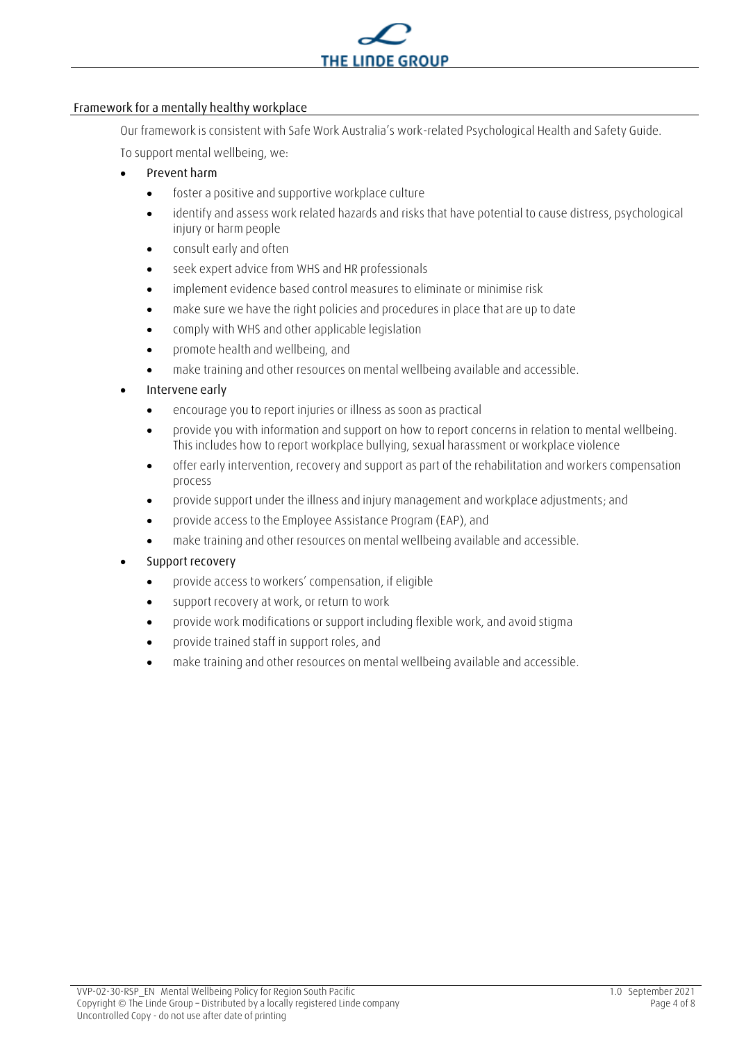## Framework for a mentally healthy workplace

Our framework is consistent with Safe Work Australia's work-related Psychological Health and Safety Guide.

To support mental wellbeing, we:

- Prevent harm
  - foster a positive and supportive workplace culture
  - identify and assess work related hazards and risks that have potential to cause distress, psychological injury or harm people
  - consult early and often
  - seek expert advice from WHS and HR professionals
  - implement evidence based control measures to eliminate or minimise risk
  - make sure we have the right policies and procedures in place that are up to date
  - comply with WHS and other applicable legislation
  - promote health and wellbeing, and
  - make training and other resources on mental wellbeing available and accessible.
- Intervene early
  - encourage you to report injuries or illness as soon as practical
  - provide you with information and support on how to report concerns in relation to mental wellbeing. This includes how to report workplace bullying, sexual harassment or workplace violence
  - offer early intervention, recovery and support as part of the rehabilitation and workers compensation process
  - provide support under the illness and injury management and workplace adjustments; and
  - provide access to the Employee Assistance Program (EAP), and
  - make training and other resources on mental wellbeing available and accessible.
- Support recovery
  - provide access to workers' compensation, if eligible
  - support recovery at work, or return to work
  - provide work modifications or support including flexible work, and avoid stigma
  - provide trained staff in support roles, and
  - make training and other resources on mental wellbeing available and accessible.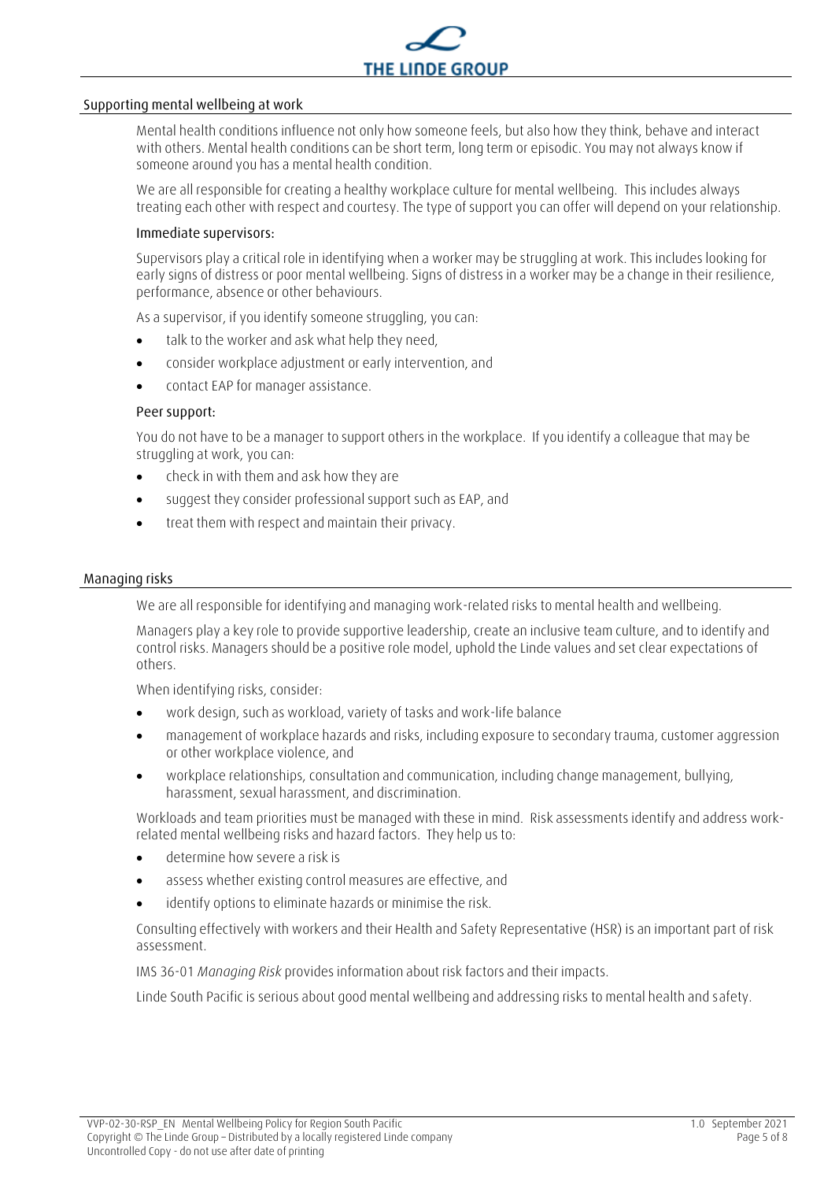## Supporting mental wellbeing at work

Mental health conditions influence not only how someone feels, but also how they think, behave and interact with others. Mental health conditions can be short term, long term or episodic. You may not always know if someone around you has a mental health condition.

We are all responsible for creating a healthy workplace culture for mental wellbeing. This includes always treating each other with respect and courtesy. The type of support you can offer will depend on your relationship.

### Immediate supervisors:

Supervisors play a critical role in identifying when a worker may be struggling at work. This includes looking for early signs of distress or poor mental wellbeing. Signs of distress in a worker may be a change in their resilience, performance, absence or other behaviours.

As a supervisor, if you identify someone struggling, you can:

- talk to the worker and ask what help they need,
- consider workplace adjustment or early intervention, and
- contact EAP for manager assistance.

### Peer support:

You do not have to be a manager to support others in the workplace. If you identify a colleague that may be struggling at work, you can:

- check in with them and ask how they are
- suggest they consider professional support such as EAP, and
- treat them with respect and maintain their privacy.

## Managing risks

We are all responsible for identifying and managing work-related risks to mental health and wellbeing.

Managers play a key role to provide supportive leadership, create an inclusive team culture, and to identify and control risks. Managers should be a positive role model, uphold the Linde values and set clear expectations of others.

When identifying risks, consider:

- work design, such as workload, variety of tasks and work-life balance
- management of workplace hazards and risks, including exposure to secondary trauma, customer aggression or other workplace violence, and
- workplace relationships, consultation and communication, including change management, bullying, harassment, sexual harassment, and discrimination.

Workloads and team priorities must be managed with these in mind. Risk assessments identify and address work-related mental wellbeing risks and hazard factors. They help us to:

- determine how severe a risk is
- assess whether existing control measures are effective, and
- identify options to eliminate hazards or minimise the risk.

Consulting effectively with workers and their Health and Safety Representative (HSR) is an important part of risk assessment.

IMS 36-01 *Managing Risk* provides information about risk factors and their impacts.

Linde South Pacific is serious about good mental wellbeing and addressing risks to mental health and safety.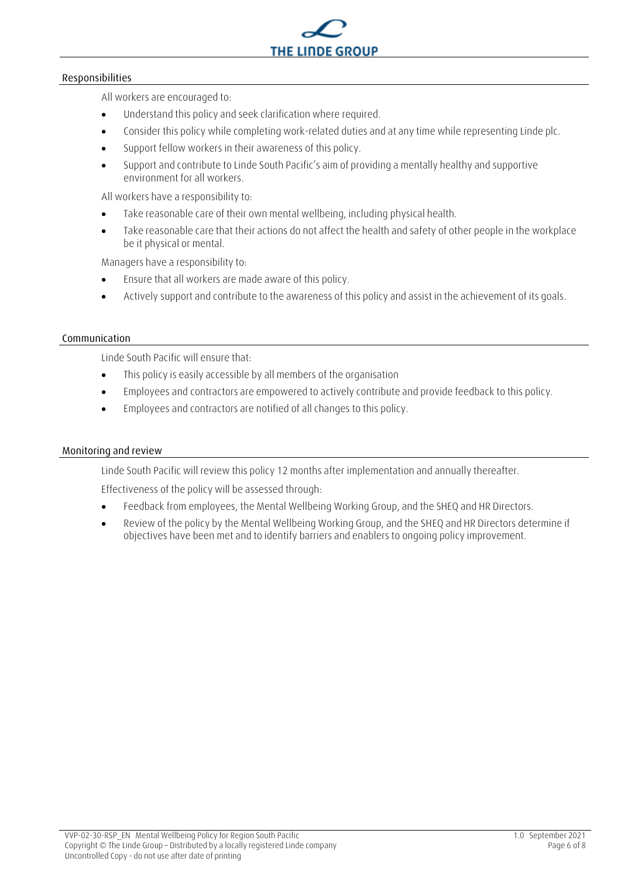## Responsibilities

All workers are encouraged to:

- Understand this policy and seek clarification where required.
- Consider this policy while completing work-related duties and at any time while representing Linde plc.
- Support fellow workers in their awareness of this policy.
- Support and contribute to Linde South Pacific's aim of providing a mentally healthy and supportive environment for all workers.

All workers have a responsibility to:

- Take reasonable care of their own mental wellbeing, including physical health.
- Take reasonable care that their actions do not affect the health and safety of other people in the workplace be it physical or mental.

Managers have a responsibility to:

- Ensure that all workers are made aware of this policy.
- Actively support and contribute to the awareness of this policy and assist in the achievement of its goals.

## Communication

Linde South Pacific will ensure that:

- This policy is easily accessible by all members of the organisation
- Employees and contractors are empowered to actively contribute and provide feedback to this policy.
- Employees and contractors are notified of all changes to this policy.

## Monitoring and review

Linde South Pacific will review this policy 12 months after implementation and annually thereafter.

Effectiveness of the policy will be assessed through:

- Feedback from employees, the Mental Wellbeing Working Group, and the SHEQ and HR Directors.
- Review of the policy by the Mental Wellbeing Working Group, and the SHEQ and HR Directors determine if objectives have been met and to identify barriers and enablers to ongoing policy improvement.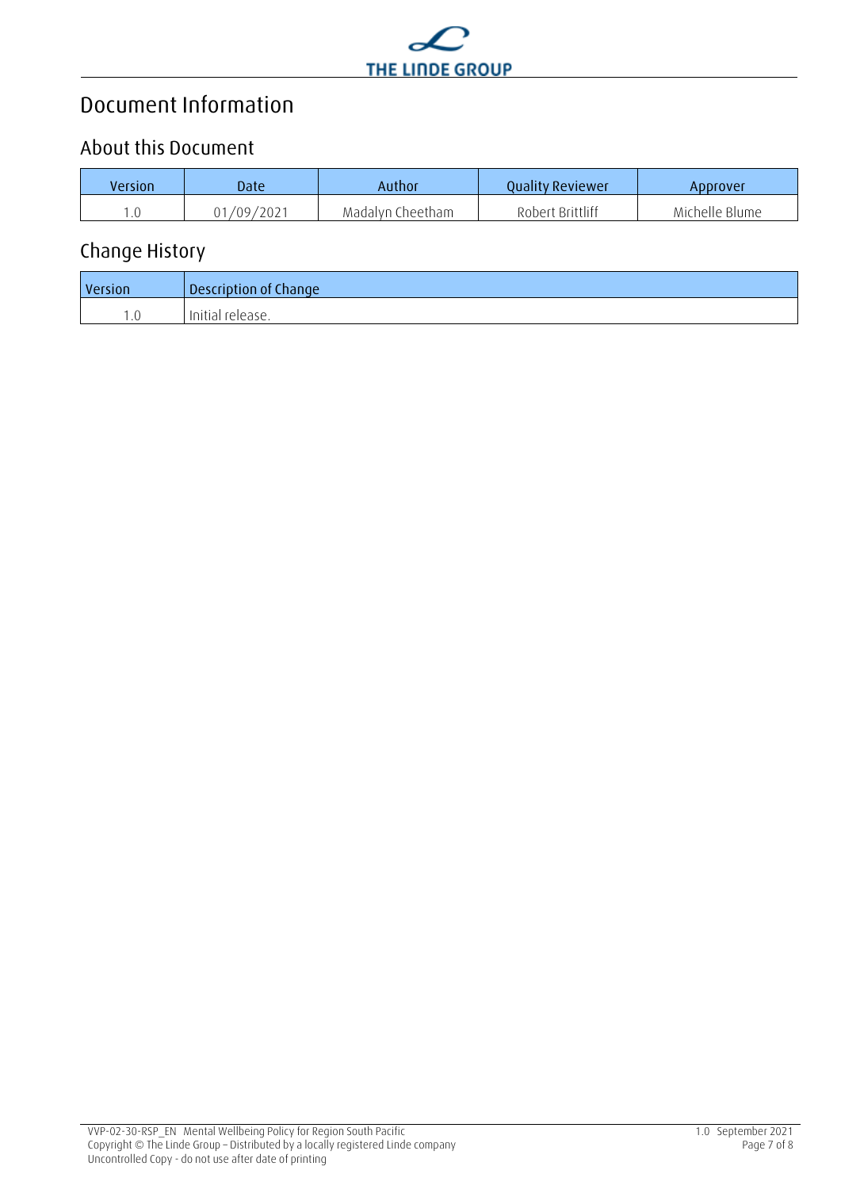# Document Information

## About this Document

| Version | Date | Author | Quality Reviewer | Approver |
| --- | --- | --- | --- | --- |
| 1.0 | 01/09/2021 | Madalyn Cheetham | Robert Brittliff | Michelle Blume |

## Change History

| Version | Description of Change |
| --- | --- |
| 1.0 | Initial release. |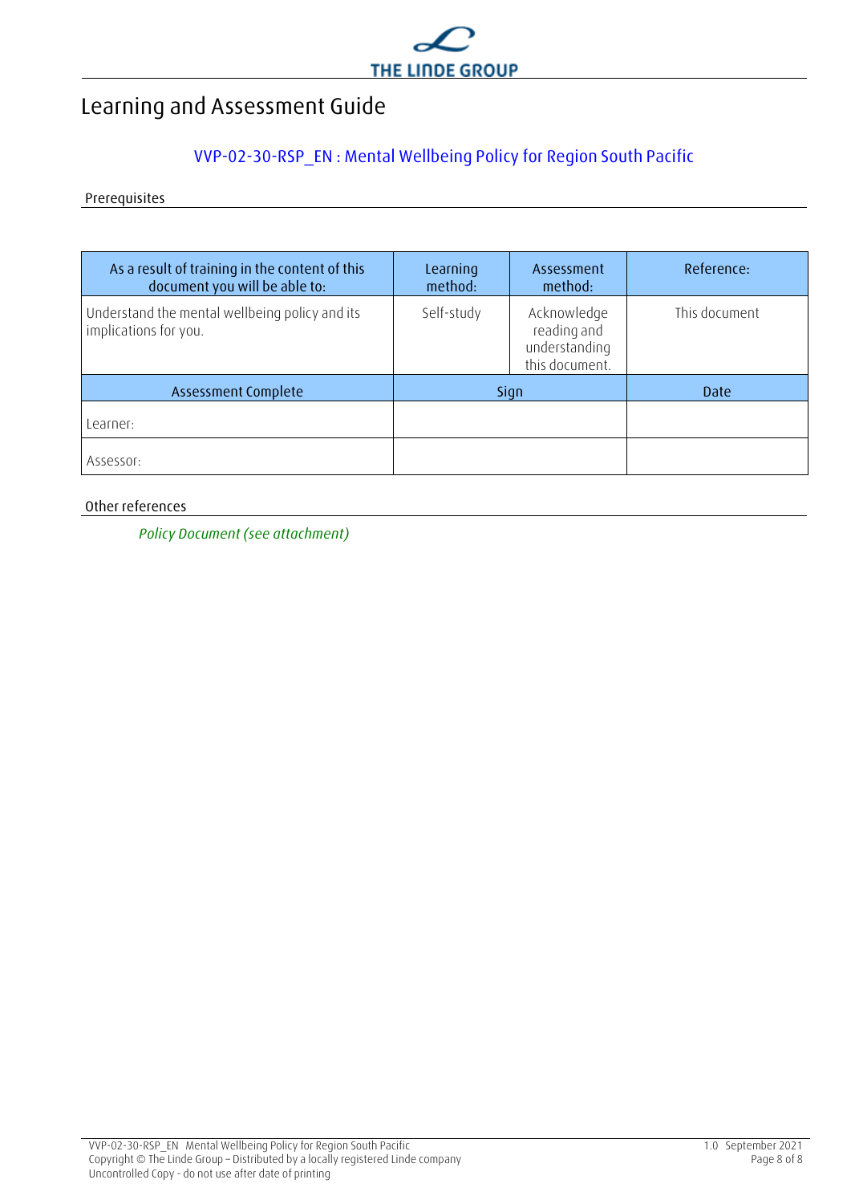# Learning and Assessment Guide

## VVP-02-30-RSP_EN : Mental Wellbeing Policy for Region South Pacific

### Prerequisites

| As a result of training in the content of this document you will be able to: | Learning method: | Assessment method: | Reference: |
|---|---|---|---|
| Understand the mental wellbeing policy and its implications for you. | Self-study | Acknowledge reading and understanding this document. | This document |
| **Assessment Complete** | **Sign** | | **Date** |
| Learner: | | | |
| Assessor: | | | |

### Other references

*Policy Document (see attachment)*